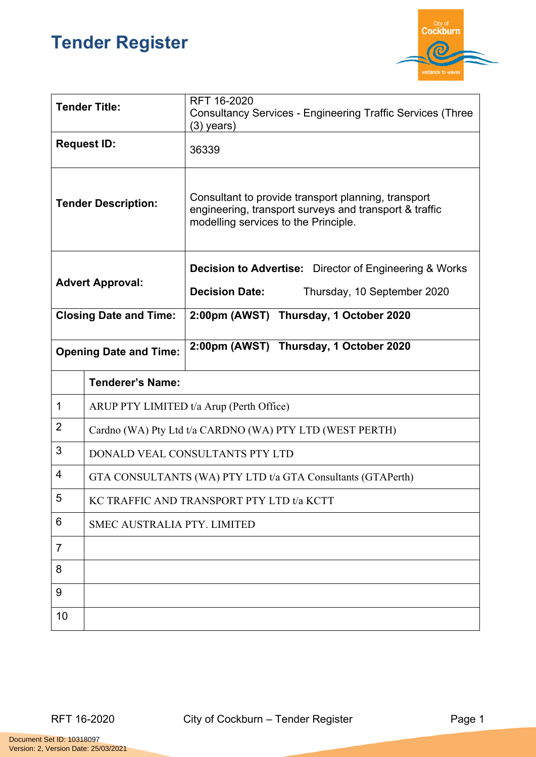# Tender Register

| | |
|---|---|
| **Tender Title:** | RFT 16-2020<br>Consultancy Services - Engineering Traffic Services (Three (3) years) |
| **Request ID:** | 36339 |
| **Tender Description:** | Consultant to provide transport planning, transport engineering, transport surveys and transport & traffic modelling services to the Principle. |
| **Advert Approval:** | **Decision to Advertise:** Director of Engineering & Works<br>**Decision Date:** Thursday, 10 September 2020 |
| **Closing Date and Time:** | **2:00pm (AWST) Thursday, 1 October 2020** |
| **Opening Date and Time:** | **2:00pm (AWST) Thursday, 1 October 2020** |

| | **Tenderer's Name:** |
|---|---|
| 1 | ARUP PTY LIMITED t/a Arup (Perth Office) |
| 2 | Cardno (WA) Pty Ltd t/a CARDNO (WA) PTY LTD (WEST PERTH) |
| 3 | DONALD VEAL CONSULTANTS PTY LTD |
| 4 | GTA CONSULTANTS (WA) PTY LTD t/a GTA Consultants (GTAPerth) |
| 5 | KC TRAFFIC AND TRANSPORT PTY LTD t/a KCTT |
| 6 | SMEC AUSTRALIA PTY. LIMITED |
| 7 | |
| 8 | |
| 9 | |
| 10 | |

Document Set ID: 10318097
Version: 2, Version Date: 25/03/2021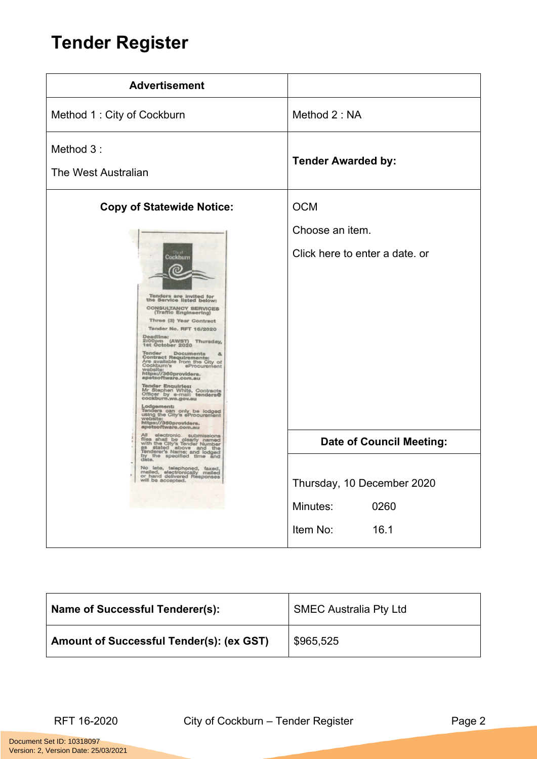# Tender Register

| Advertisement | |
|---|---|
| Method 1 : City of Cockburn | Method 2 : NA |
| Method 3 :<br>The West Australian | **Tender Awarded by:** |
| **Copy of Statewide Notice:**<br>City of Cockburn<br>Tenders are invited for the Service listed below:<br>CONSULTANCY SERVICES (Traffic Engineering)<br>Three (3) Year Contract<br>Tender No. RFT 16/2020<br>Deadline: 2:00pm (AWST) Thursday, 1st October 2020<br>Tender Documents & Contract Requirements: Are available from the City of Cockburn's eProcurement website: https://360providers.apetsoftware.com.au<br>Tender Enquiries: Mr Stephen White, Contracts Officer by e-mail: tenders@cockburn.wa.gov.au<br>Lodgement: Tenders can only be lodged using the City's eProcurement website: https://360providers.apetsoftware.com.au<br>All electronic submissions files shall be clearly named with the City's Tender Number as stated above and the Tenderer's Name; and lodged by the specified time and date.<br>No late, telephoned, faxed, mailed, electronically mailed or hand delivered Responses will be accepted. | OCM<br>Choose an item.<br>Click here to enter a date. or<br>**Date of Council Meeting:**<br>Thursday, 10 December 2020<br>Minutes: 0260<br>Item No: 16.1 |

| | |
|---|---|
| **Name of Successful Tenderer(s):** | SMEC Australia Pty Ltd |
| **Amount of Successful Tender(s): (ex GST)** | $965,525 |

Document Set ID: 10318097
Version: 2, Version Date: 25/03/2021